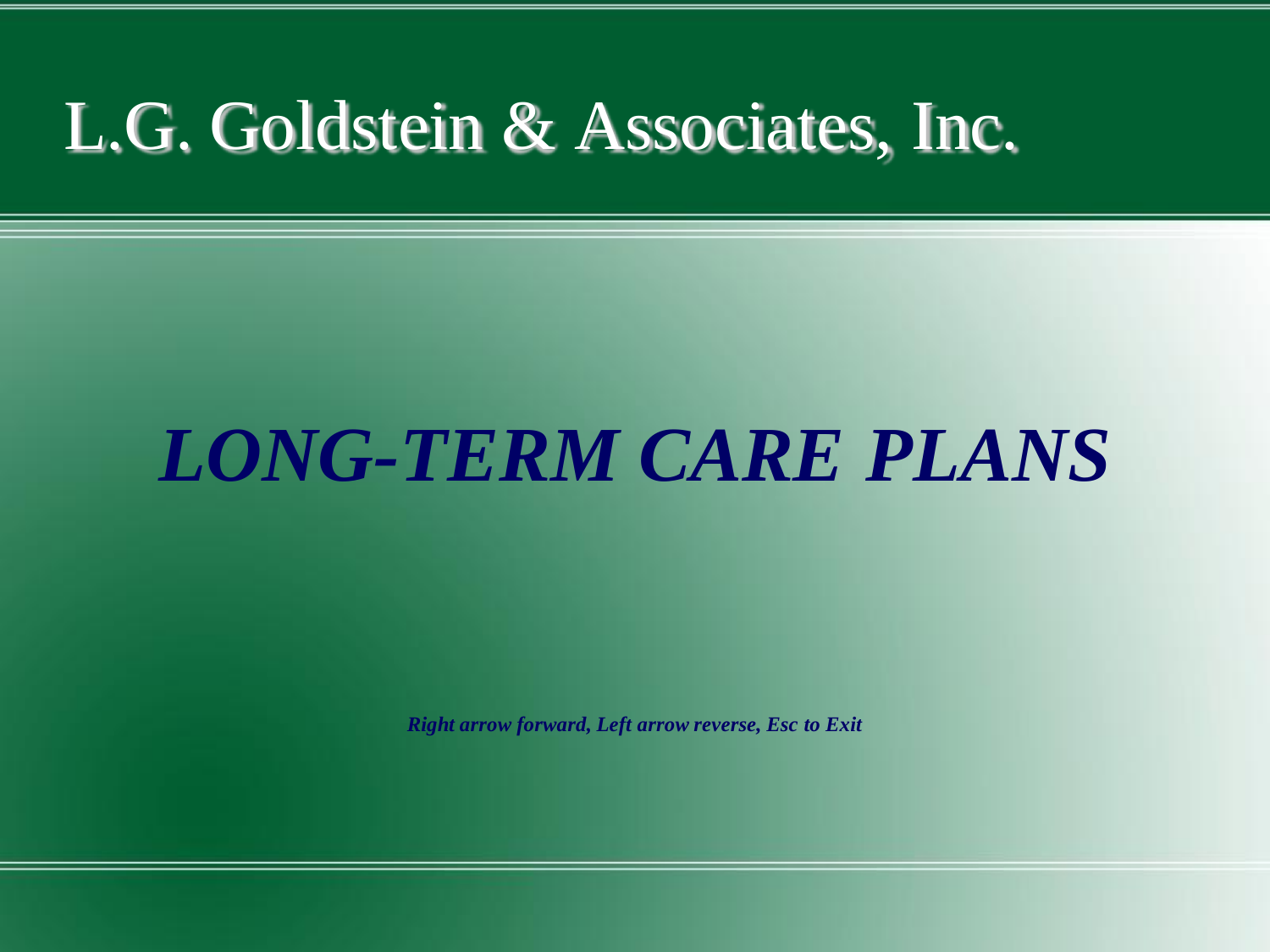# L.G. Goldstein & Associates, Inc.

## *LONG-TERM CARE PLANS*

***Right arrow forward, Left arrow reverse, Esc to Exit***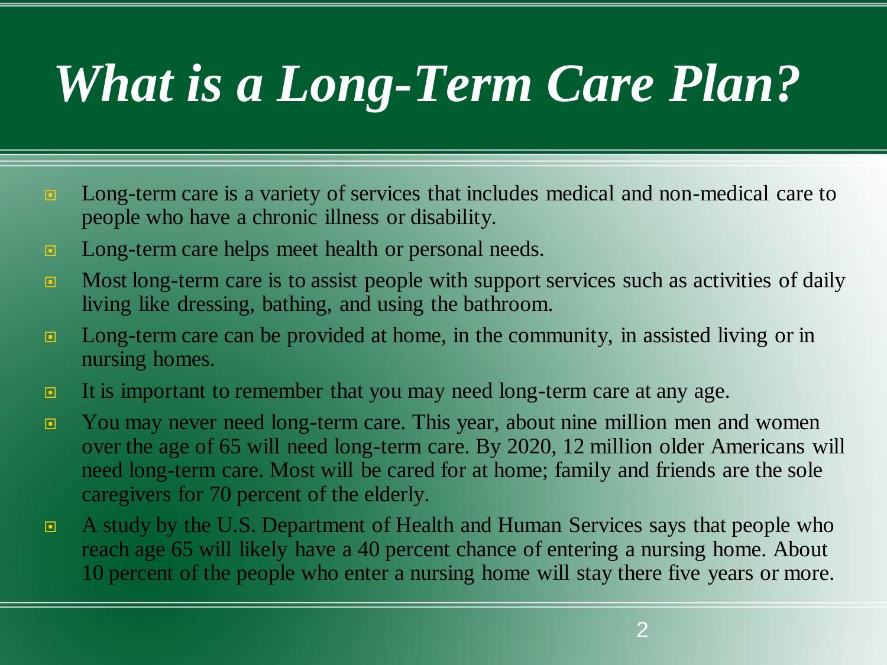# *What is a Long-Term Care Plan?*

- Long-term care is a variety of services that includes medical and non-medical care to people who have a chronic illness or disability.
- Long-term care helps meet health or personal needs.
- Most long-term care is to assist people with support services such as activities of daily living like dressing, bathing, and using the bathroom.
- Long-term care can be provided at home, in the community, in assisted living or in nursing homes.
- It is important to remember that you may need long-term care at any age.
- You may never need long-term care. This year, about nine million men and women over the age of 65 will need long-term care. By 2020, 12 million older Americans will need long-term care. Most will be cared for at home; family and friends are the sole caregivers for 70 percent of the elderly.
- A study by the U.S. Department of Health and Human Services says that people who reach age 65 will likely have a 40 percent chance of entering a nursing home. About 10 percent of the people who enter a nursing home will stay there five years or more.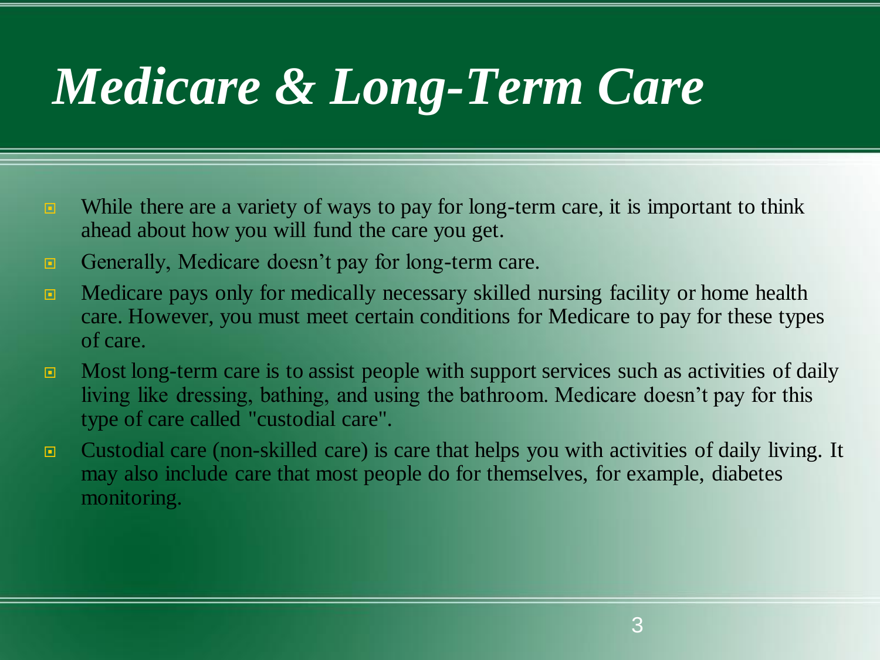# *Medicare & Long-Term Care*

- While there are a variety of ways to pay for long-term care, it is important to think ahead about how you will fund the care you get.
- Generally, Medicare doesn't pay for long-term care.
- Medicare pays only for medically necessary skilled nursing facility or home health care. However, you must meet certain conditions for Medicare to pay for these types of care.
- Most long-term care is to assist people with support services such as activities of daily living like dressing, bathing, and using the bathroom. Medicare doesn't pay for this type of care called "custodial care".
- Custodial care (non-skilled care) is care that helps you with activities of daily living. It may also include care that most people do for themselves, for example, diabetes monitoring.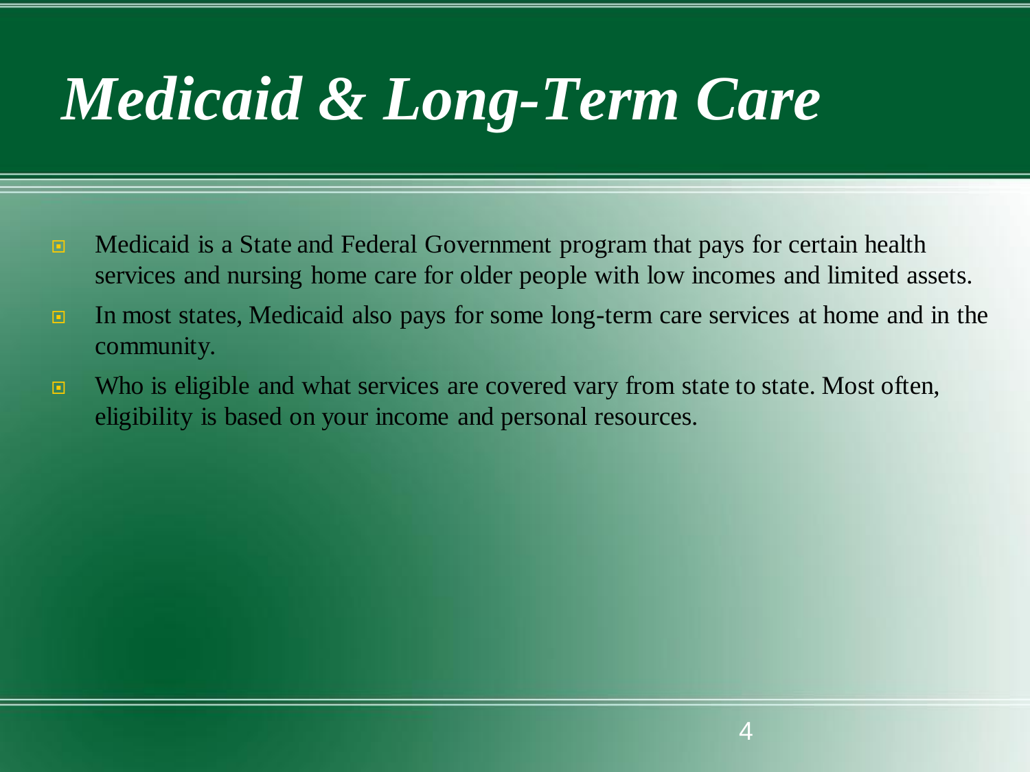# *Medicaid & Long-Term Care*

- Medicaid is a State and Federal Government program that pays for certain health services and nursing home care for older people with low incomes and limited assets.
- In most states, Medicaid also pays for some long-term care services at home and in the community.
- Who is eligible and what services are covered vary from state to state. Most often, eligibility is based on your income and personal resources.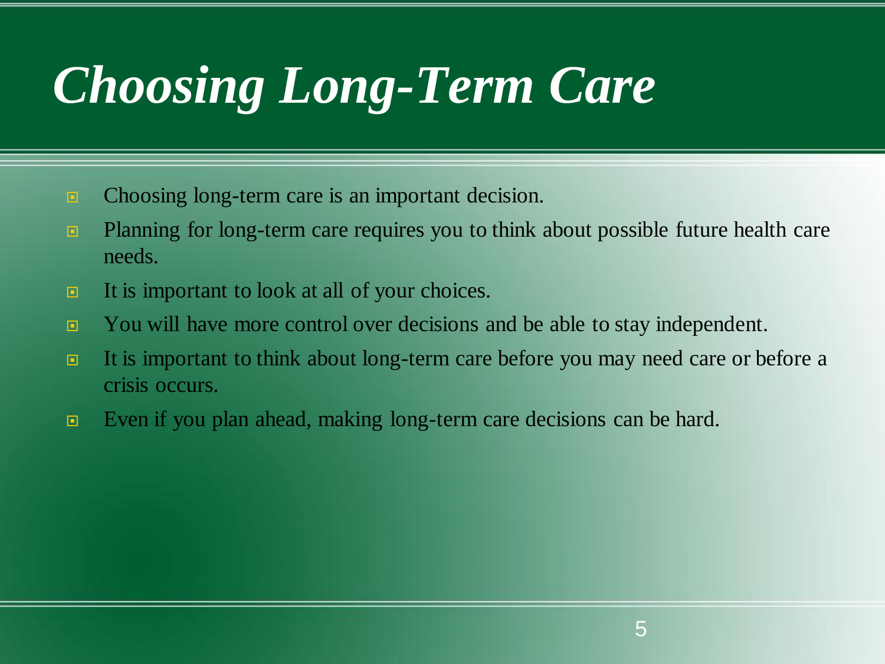# *Choosing Long-Term Care*

- Choosing long-term care is an important decision.
- Planning for long-term care requires you to think about possible future health care needs.
- It is important to look at all of your choices.
- You will have more control over decisions and be able to stay independent.
- It is important to think about long-term care before you may need care or before a crisis occurs.
- Even if you plan ahead, making long-term care decisions can be hard.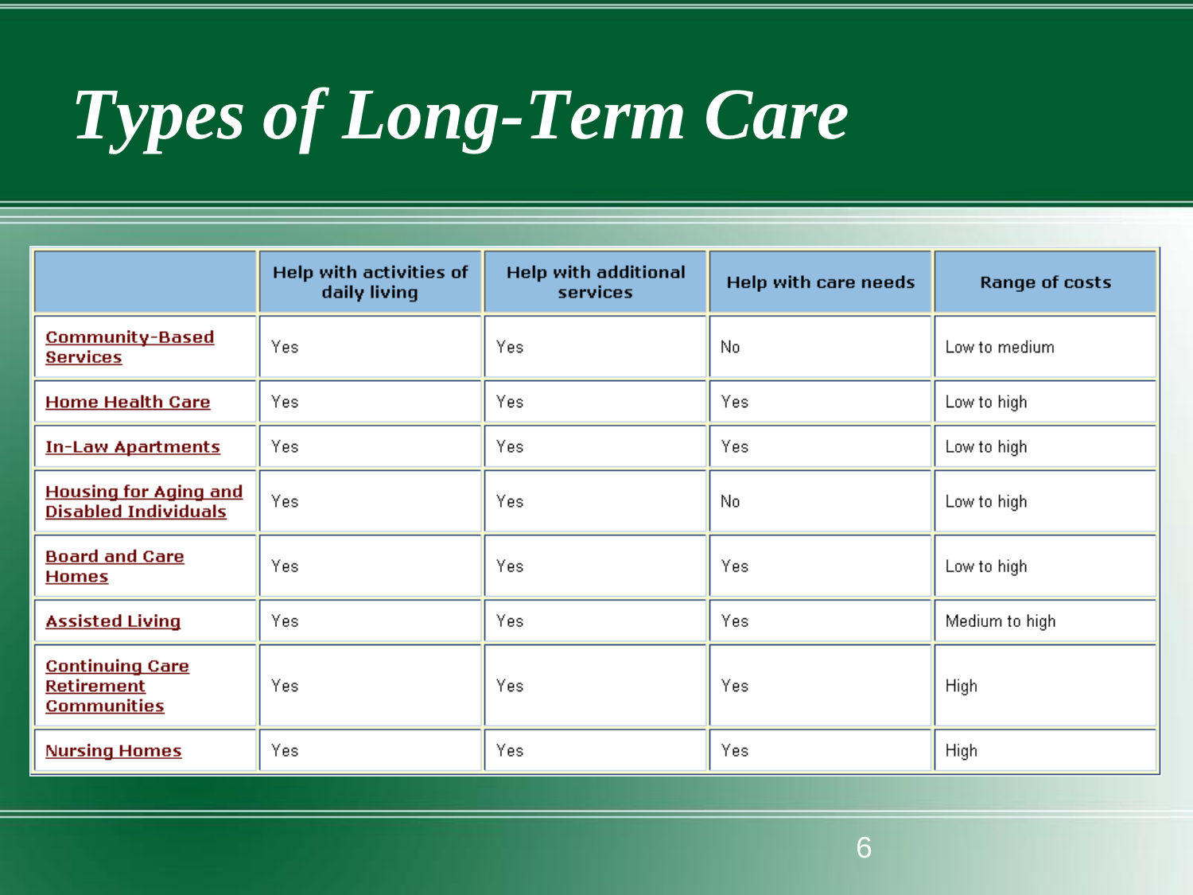# Types of Long-Term Care

| | Help with activities of daily living | Help with additional services | Help with care needs | Range of costs |
|---|---|---|---|---|
| Community-Based Services | Yes | Yes | No | Low to medium |
| Home Health Care | Yes | Yes | Yes | Low to high |
| In-Law Apartments | Yes | Yes | Yes | Low to high |
| Housing for Aging and Disabled Individuals | Yes | Yes | No | Low to high |
| Board and Care Homes | Yes | Yes | Yes | Low to high |
| Assisted Living | Yes | Yes | Yes | Medium to high |
| Continuing Care Retirement Communities | Yes | Yes | Yes | High |
| Nursing Homes | Yes | Yes | Yes | High |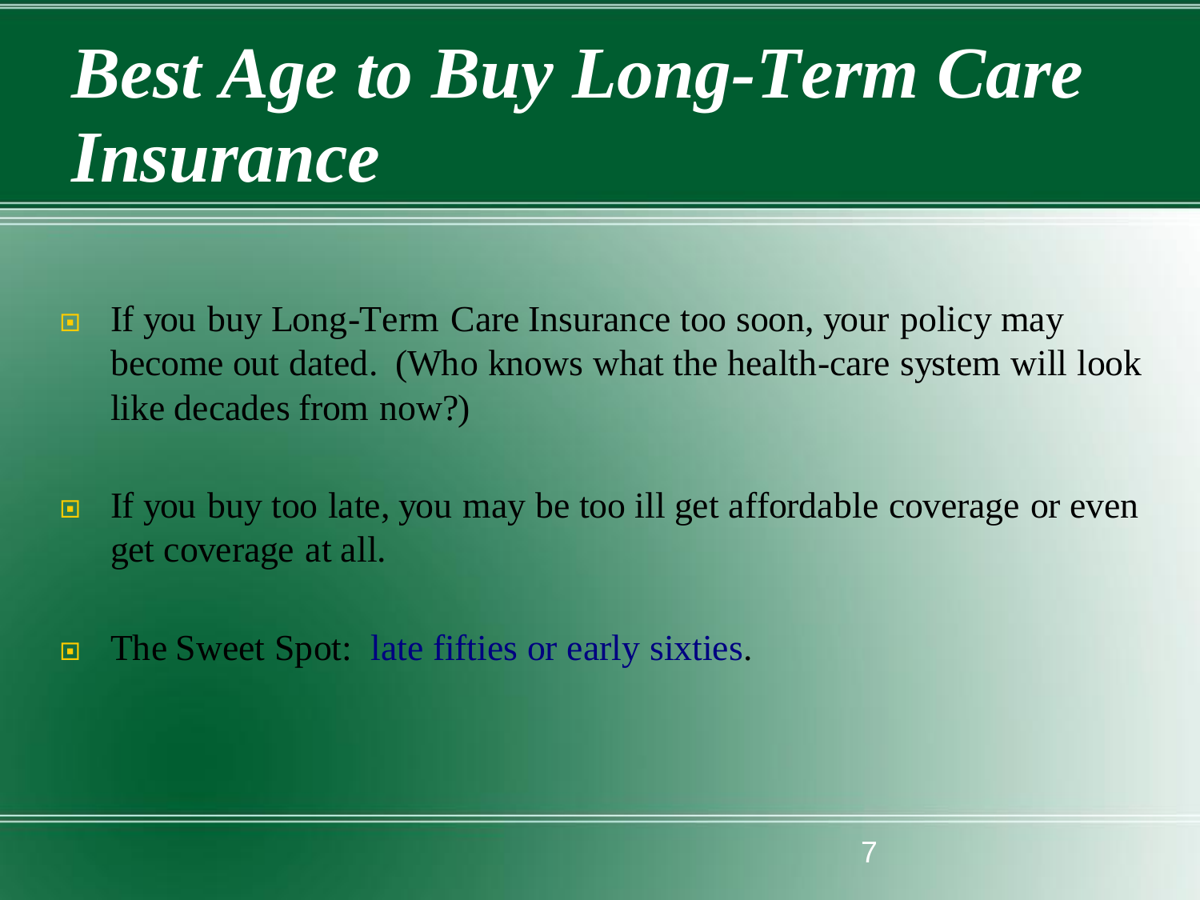# *Best Age to Buy Long-Term Care Insurance*

- If you buy Long-Term Care Insurance too soon, your policy may become out dated. (Who knows what the health-care system will look like decades from now?)
- If you buy too late, you may be too ill get affordable coverage or even get coverage at all.
- The Sweet Spot: late fifties or early sixties.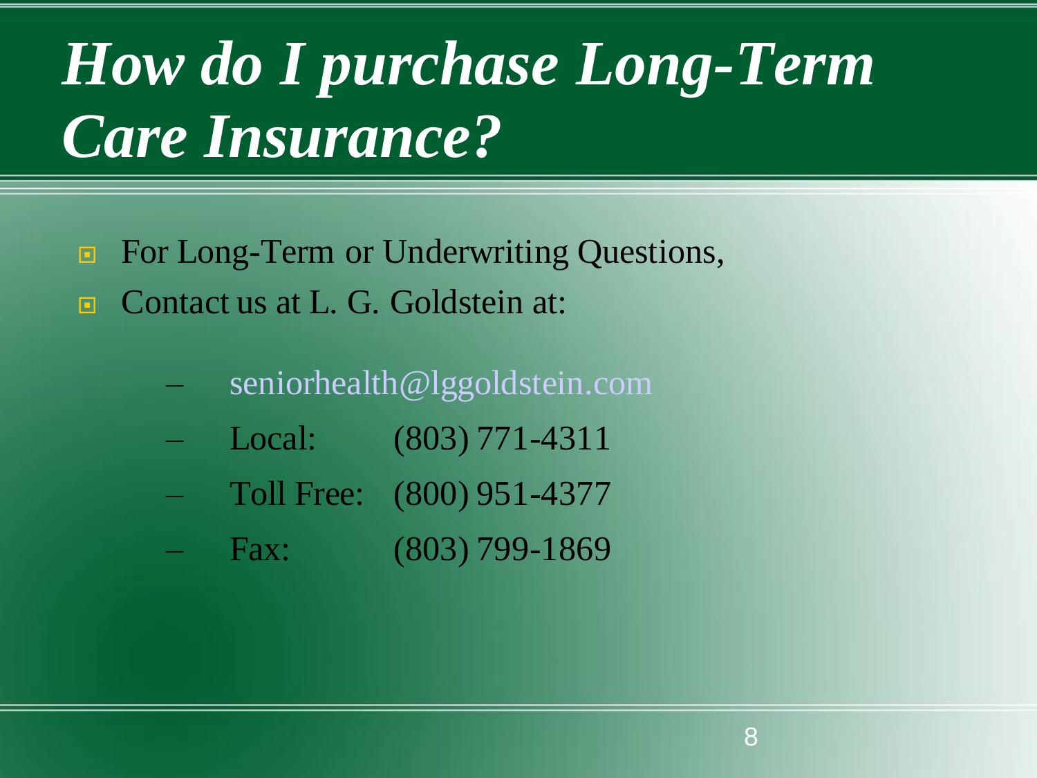# *How do I purchase Long-Term Care Insurance?*

- For Long-Term or Underwriting Questions,
- Contact us at L. G. Goldstein at:
  - seniorhealth@lggoldstein.com
  - Local: (803) 771-4311
  - Toll Free: (800) 951-4377
  - Fax: (803) 799-1869